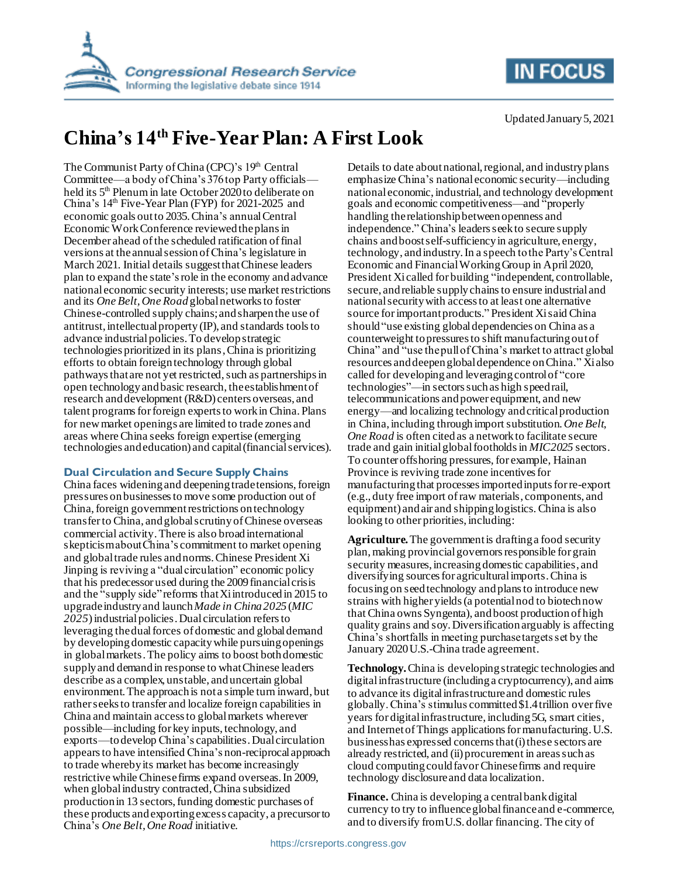Updated January 5, 2021

# China's 14th Five-Year Plan: A First Look

The Communist Party of China (CPC)'s 19th Central Committee—a body of China's 376 top Party officials—held its 5th Plenum in late October 2020 to deliberate on China's 14th Five-Year Plan (FYP) for 2021-2025 and economic goals out to 2035. China's annual Central Economic Work Conference reviewed the plans in December ahead of the scheduled ratification of final versions at the annual session of China's legislature in March 2021. Initial details suggest that Chinese leaders plan to expand the state's role in the economy and advance national economic security interests; use market restrictions and its *One Belt, One Road* global networks to foster Chinese-controlled supply chains; and sharpen the use of antitrust, intellectual property (IP), and standards tools to advance industrial policies. To develop strategic technologies prioritized in its plans, China is prioritizing efforts to obtain foreign technology through global pathways that are not yet restricted, such as partnerships in open technology and basic research, the establishment of research and development (R&D) centers overseas, and talent programs for foreign experts to work in China. Plans for new market openings are limited to trade zones and areas where China seeks foreign expertise (emerging technologies and education) and capital (financial services).

## Dual Circulation and Secure Supply Chains

China faces widening and deepening trade tensions, foreign pressures on businesses to move some production out of China, foreign government restrictions on technology transfer to China, and global scrutiny of Chinese overseas commercial activity. There is also broad international skepticism about China's commitment to market opening and global trade rules and norms. Chinese President Xi Jinping is reviving a "dual circulation" economic policy that his predecessor used during the 2009 financial crisis and the "supply side" reforms that Xi introduced in 2015 to upgrade industry and launch *Made in China 2025* (*MIC 2025*) industrial policies. Dual circulation refers to leveraging the dual forces of domestic and global demand by developing domestic capacity while pursuing openings in global markets. The policy aims to boost both domestic supply and demand in response to what Chinese leaders describe as a complex, unstable, and uncertain global environment. The approach is not a simple turn inward, but rather seeks to transfer and localize foreign capabilities in China and maintain access to global markets wherever possible—including for key inputs, technology, and exports—to develop China's capabilities. Dual circulation appears to have intensified China's non-reciprocal approach to trade whereby its market has become increasingly restrictive while Chinese firms expand overseas. In 2009, when global industry contracted, China subsidized production in 13 sectors, funding domestic purchases of these products and exporting excess capacity, a precursor to China's *One Belt, One Road* initiative.

Details to date about national, regional, and industry plans emphasize China's national economic security—including national economic, industrial, and technology development goals and economic competitiveness—and "properly handling the relationship between openness and independence." China's leaders seek to secure supply chains and boost self-sufficiency in agriculture, energy, technology, and industry. In a speech to the Party's Central Economic and Financial Working Group in April 2020, President Xi called for building "independent, controllable, secure, and reliable supply chains to ensure industrial and national security with access to at least one alternative source for important products." President Xi said China should "use existing global dependencies on China as a counterweight to pressures to shift manufacturing out of China" and "use the pull of China's market to attract global resources and deepen global dependence on China." Xi also called for developing and leveraging control of "core technologies"—in sectors such as high speed rail, telecommunications and power equipment, and new energy—and localizing technology and critical production in China, including through import substitution. *One Belt, One Road* is often cited as a network to facilitate secure trade and gain initial global footholds in *MIC2025* sectors. To counter offshoring pressures, for example, Hainan Province is reviving trade zone incentives for manufacturing that processes imported inputs for re-export (e.g., duty free import of raw materials, components, and equipment) and air and shipping logistics. China is also looking to other priorities, including:

**Agriculture.** The government is drafting a food security plan, making provincial governors responsible for grain security measures, increasing domestic capabilities, and diversifying sources for agricultural imports. China is focusing on seed technology and plans to introduce new strains with higher yields (a potential nod to biotech now that China owns Syngenta), and boost production of high quality grains and soy. Diversification arguably is affecting China's shortfalls in meeting purchase targets set by the January 2020 U.S.-China trade agreement.

**Technology.** China is developing strategic technologies and digital infrastructure (including a cryptocurrency), and aims to advance its digital infrastructure and domestic rules globally. China's stimulus committed $1.4 trillion over five years for digital infrastructure, including 5G, smart cities, and Internet of Things applications for manufacturing. U.S. business has expressed concerns that (i) these sectors are already restricted, and (ii) procurement in areas such as cloud computing could favor Chinese firms and require technology disclosure and data localization.

**Finance.** China is developing a central bank digital currency to try to influence global finance and e-commerce, and to diversify from U.S. dollar financing. The city of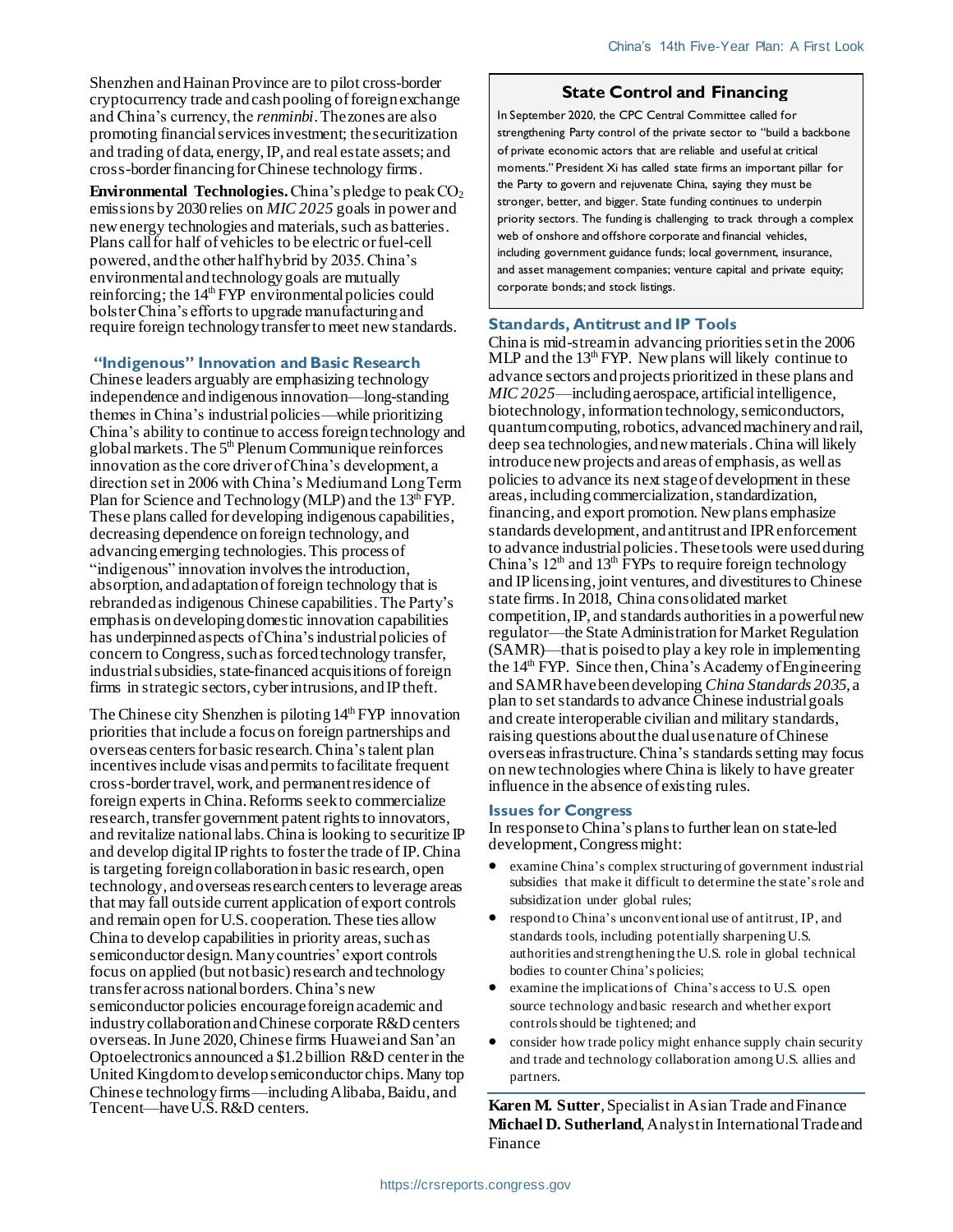Shenzhen and Hainan Province are to pilot cross-border cryptocurrency trade and cash pooling of foreign exchange and China's currency, the *renminbi*. The zones are also promoting financial services investment; the securitization and trading of data, energy, IP, and real estate assets; and cross-border financing for Chinese technology firms.

**Environmental Technologies.** China's pledge to peak $CO_2$ emissions by 2030 relies on *MIC 2025* goals in power and new energy technologies and materials, such as batteries. Plans call for half of vehicles to be electric or fuel-cell powered, and the other half hybrid by 2035. China's environmental and technology goals are mutually reinforcing; the 14th FYP environmental policies could bolster China's efforts to upgrade manufacturing and require foreign technology transfer to meet new standards.

### "Indigenous" Innovation and Basic Research

Chinese leaders arguably are emphasizing technology independence and indigenous innovation—long-standing themes in China's industrial policies—while prioritizing China's ability to continue to access foreign technology and global markets. The 5th Plenum Communique reinforces innovation as the core driver of China's development, a direction set in 2006 with China's Medium and Long Term Plan for Science and Technology (MLP) and the 13th FYP. These plans called for developing indigenous capabilities, decreasing dependence on foreign technology, and advancing emerging technologies. This process of "indigenous" innovation involves the introduction, absorption, and adaptation of foreign technology that is rebranded as indigenous Chinese capabilities. The Party's emphasis on developing domestic innovation capabilities has underpinned aspects of China's industrial policies of concern to Congress, such as forced technology transfer, industrial subsidies, state-financed acquisitions of foreign firms in strategic sectors, cyber intrusions, and IP theft.

The Chinese city Shenzhen is piloting 14th FYP innovation priorities that include a focus on foreign partnerships and overseas centers for basic research. China's talent plan incentives include visas and permits to facilitate frequent cross-border travel, work, and permanent residence of foreign experts in China. Reforms seek to commercialize research, transfer government patent rights to innovators, and revitalize national labs. China is looking to securitize IP and develop digital IP rights to foster the trade of IP. China is targeting foreign collaboration in basic research, open technology, and overseas research centers to leverage areas that may fall outside current application of export controls and remain open for U.S. cooperation. These ties allow China to develop capabilities in priority areas, such as semiconductor design. Many countries' export controls focus on applied (but not basic) research and technology transfer across national borders. China's new semiconductor policies encourage foreign academic and industry collaboration and Chinese corporate R&D centers overseas. In June 2020, Chinese firms Huawei and San'an Optoelectronics announced a $1.2 billion R&D center in the United Kingdom to develop semiconductor chips. Many top Chinese technology firms—including Alibaba, Baidu, and Tencent—have U.S. R&D centers.

> **State Control and Financing**
>
> In September 2020, the CPC Central Committee called for strengthening Party control of the private sector to "build a backbone of private economic actors that are reliable and useful at critical moments." President Xi has called state firms an important pillar for the Party to govern and rejuvenate China, saying they must be stronger, better, and bigger. State funding continues to underpin priority sectors. The funding is challenging to track through a complex web of onshore and offshore corporate and financial vehicles, including government guidance funds; local government, insurance, and asset management companies; venture capital and private equity; corporate bonds; and stock listings.

### Standards, Antitrust and IP Tools

China is mid-stream in advancing priorities set in the 2006 MLP and the 13th FYP. New plans will likely continue to advance sectors and projects prioritized in these plans and *MIC 2025*—including aerospace, artificial intelligence, biotechnology, information technology, semiconductors, quantum computing, robotics, advanced machinery and rail, deep sea technologies, and new materials. China will likely introduce new projects and areas of emphasis, as well as policies to advance its next stage of development in these areas, including commercialization, standardization, financing, and export promotion. New plans emphasize standards development, and antitrust and IPR enforcement to advance industrial policies. These tools were used during China's 12th and 13th FYPs to require foreign technology and IP licensing, joint ventures, and divestitures to Chinese state firms. In 2018, China consolidated market competition, IP, and standards authorities in a powerful new regulator—the State Administration for Market Regulation (SAMR)—that is poised to play a key role in implementing the 14th FYP. Since then, China's Academy of Engineering and SAMR have been developing *China Standards 2035*, a plan to set standards to advance Chinese industrial goals and create interoperable civilian and military standards, raising questions about the dual use nature of Chinese overseas infrastructure. China's standards setting may focus on new technologies where China is likely to have greater influence in the absence of existing rules.

### Issues for Congress

In response to China's plans to further lean on state-led development, Congress might:

- examine China's complex structuring of government industrial subsidies that make it difficult to determine the state's role and subsidization under global rules;
- respond to China's unconventional use of antitrust, IP, and standards tools, including potentially sharpening U.S. authorities and strengthening the U.S. role in global technical bodies to counter China's policies;
- examine the implications of China's access to U.S. open source technology and basic research and whether export controls should be tightened; and
- consider how trade policy might enhance supply chain security and trade and technology collaboration among U.S. allies and partners.

**Karen M. Sutter**, Specialist in Asian Trade and Finance
**Michael D. Sutherland**, Analyst in International Trade and Finance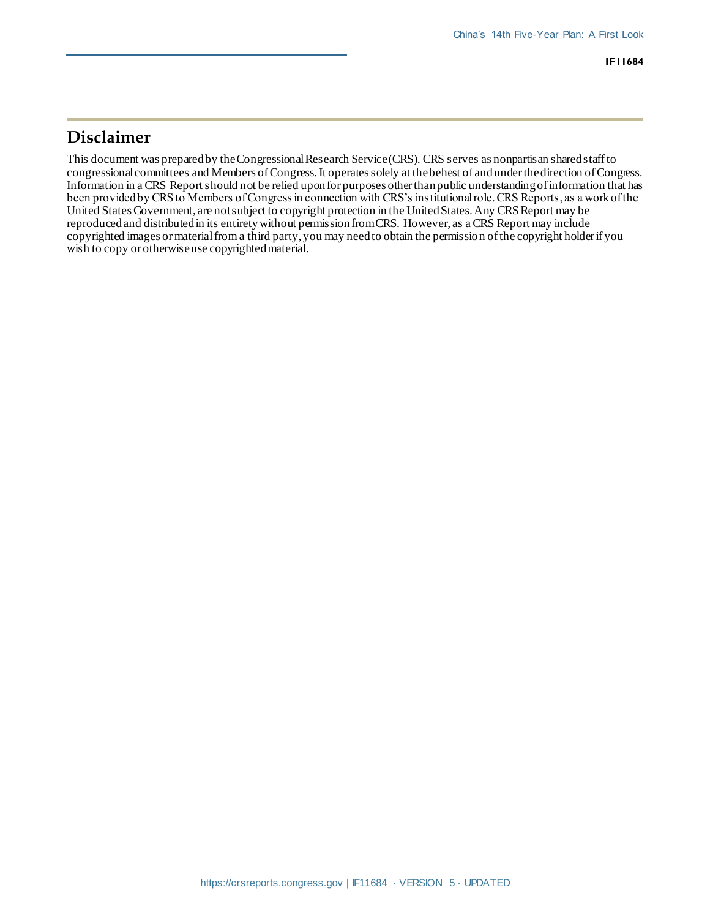## Disclaimer

This document was prepared by the Congressional Research Service (CRS). CRS serves as nonpartisan shared staff to congressional committees and Members of Congress. It operates solely at the behest of and under the direction of Congress. Information in a CRS Report should not be relied upon for purposes other than public understanding of information that has been provided by CRS to Members of Congress in connection with CRS's institutional role. CRS Reports, as a work of the United States Government, are not subject to copyright protection in the United States. Any CRS Report may be reproduced and distributed in its entirety without permission from CRS. However, as a CRS Report may include copyrighted images or material from a third party, you may need to obtain the permission of the copyright holder if you wish to copy or otherwise use copyrighted material.